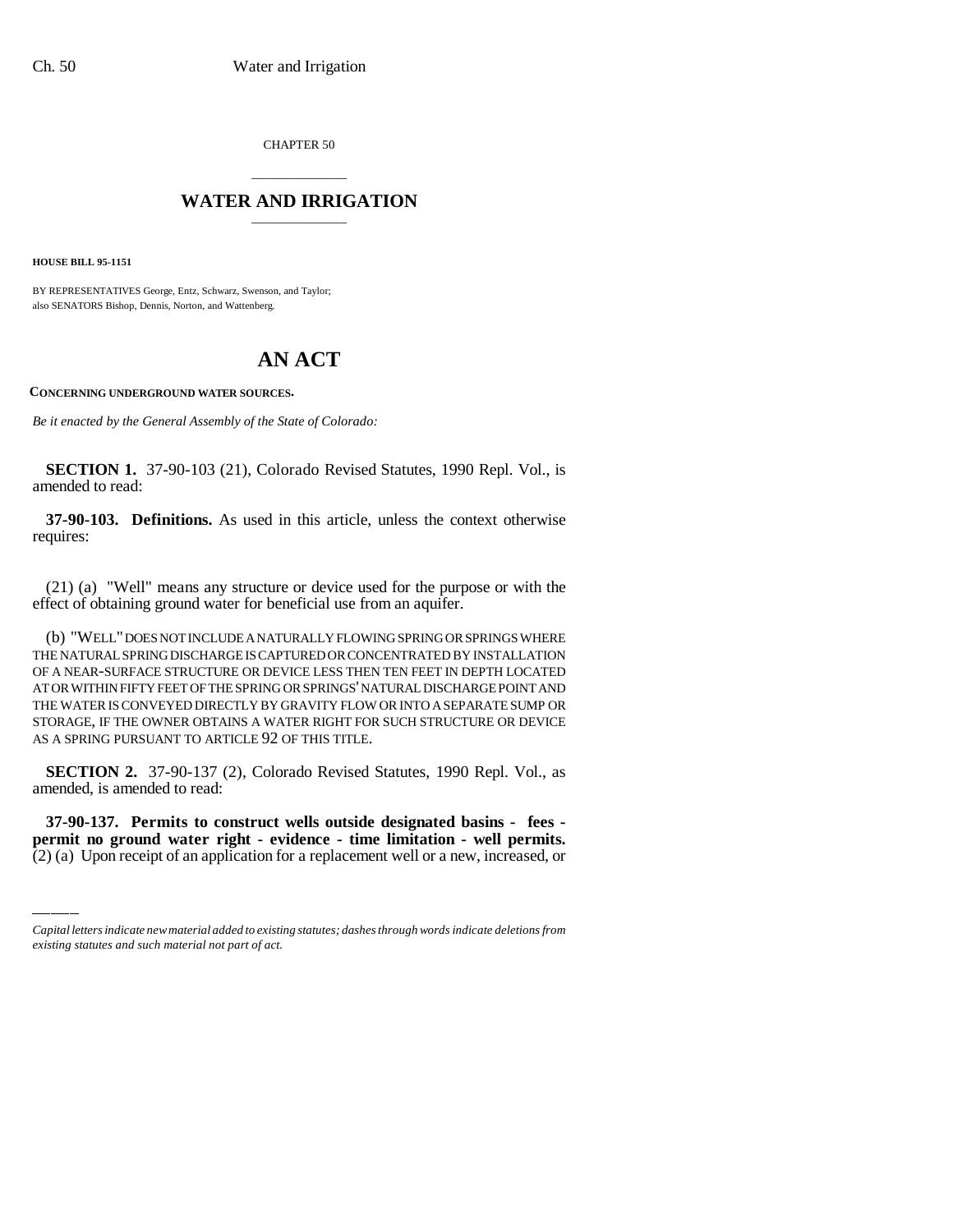CHAPTER 50

# WATER AND IRRIGATION

**HOUSE BILL 95-1151**

BY REPRESENTATIVES George, Entz, Schwarz, Swenson, and Taylor;
also SENATORS Bishop, Dennis, Norton, and Wattenberg.

# AN ACT

**CONCERNING UNDERGROUND WATER SOURCES.**

*Be it enacted by the General Assembly of the State of Colorado:*

**SECTION 1.** 37-90-103 (21), Colorado Revised Statutes, 1990 Repl. Vol., is amended to read:

**37-90-103. Definitions.** As used in this article, unless the context otherwise requires:

(21) (a) "Well" means any structure or device used for the purpose or with the effect of obtaining ground water for beneficial use from an aquifer.

(b) "WELL" DOES NOT INCLUDE A NATURALLY FLOWING SPRING OR SPRINGS WHERE THE NATURAL SPRING DISCHARGE IS CAPTURED OR CONCENTRATED BY INSTALLATION OF A NEAR-SURFACE STRUCTURE OR DEVICE LESS THEN TEN FEET IN DEPTH LOCATED AT OR WITHIN FIFTY FEET OF THE SPRING OR SPRINGS' NATURAL DISCHARGE POINT AND THE WATER IS CONVEYED DIRECTLY BY GRAVITY FLOW OR INTO A SEPARATE SUMP OR STORAGE, IF THE OWNER OBTAINS A WATER RIGHT FOR SUCH STRUCTURE OR DEVICE AS A SPRING PURSUANT TO ARTICLE 92 OF THIS TITLE.

**SECTION 2.** 37-90-137 (2), Colorado Revised Statutes, 1990 Repl. Vol., as amended, is amended to read:

**37-90-137. Permits to construct wells outside designated basins - fees - permit no ground water right - evidence - time limitation - well permits.** (2) (a) Upon receipt of an application for a replacement well or a new, increased, or

*Capital letters indicate new material added to existing statutes; dashes through words indicate deletions from existing statutes and such material not part of act.*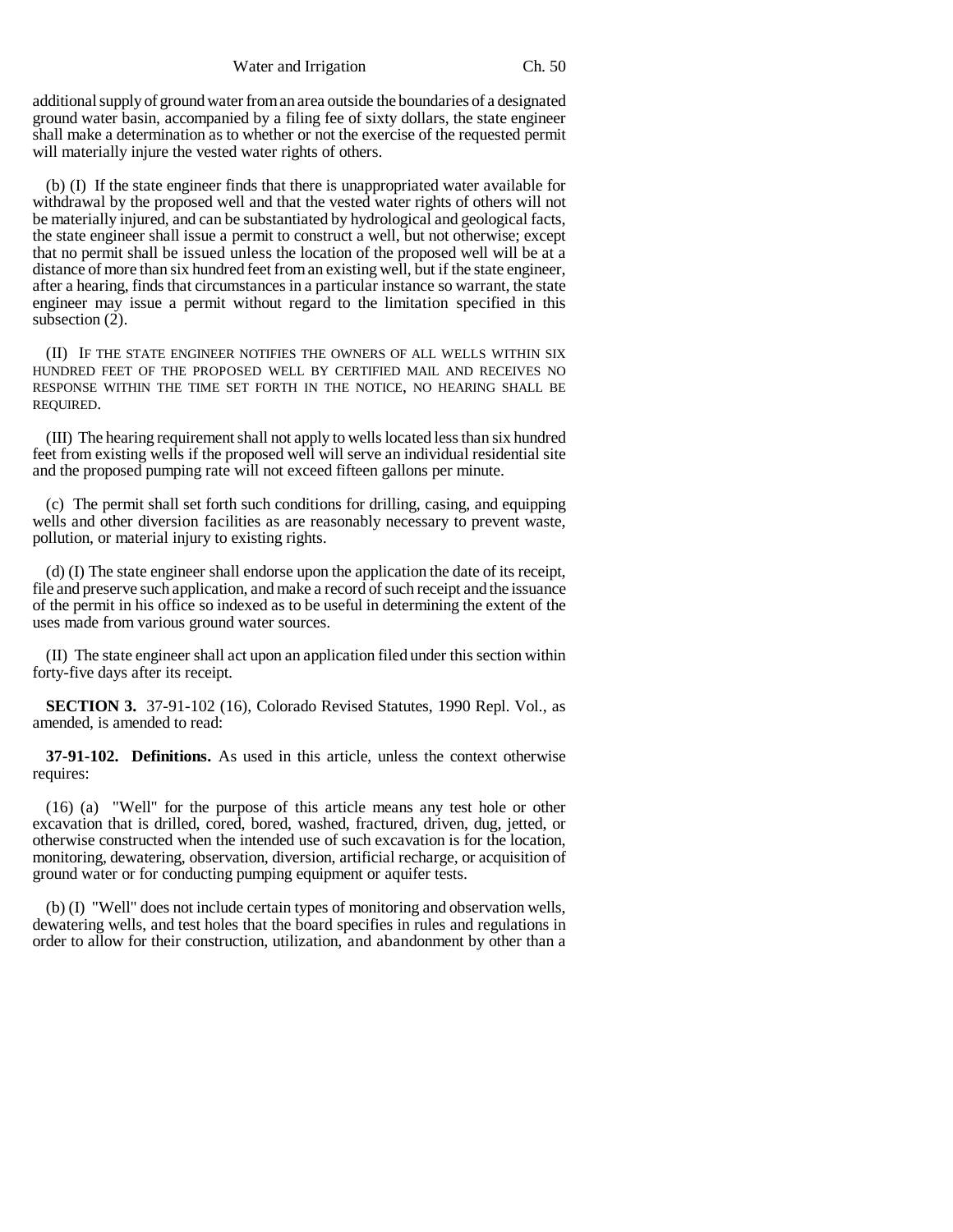additional supply of ground water from an area outside the boundaries of a designated ground water basin, accompanied by a filing fee of sixty dollars, the state engineer shall make a determination as to whether or not the exercise of the requested permit will materially injure the vested water rights of others.

(b) (I) If the state engineer finds that there is unappropriated water available for withdrawal by the proposed well and that the vested water rights of others will not be materially injured, and can be substantiated by hydrological and geological facts, the state engineer shall issue a permit to construct a well, but not otherwise; except that no permit shall be issued unless the location of the proposed well will be at a distance of more than six hundred feet from an existing well, but if the state engineer, after a hearing, finds that circumstances in a particular instance so warrant, the state engineer may issue a permit without regard to the limitation specified in this subsection (2).

(II) IF THE STATE ENGINEER NOTIFIES THE OWNERS OF ALL WELLS WITHIN SIX HUNDRED FEET OF THE PROPOSED WELL BY CERTIFIED MAIL AND RECEIVES NO RESPONSE WITHIN THE TIME SET FORTH IN THE NOTICE, NO HEARING SHALL BE REQUIRED.

(III) The hearing requirement shall not apply to wells located less than six hundred feet from existing wells if the proposed well will serve an individual residential site and the proposed pumping rate will not exceed fifteen gallons per minute.

(c) The permit shall set forth such conditions for drilling, casing, and equipping wells and other diversion facilities as are reasonably necessary to prevent waste, pollution, or material injury to existing rights.

(d) (I) The state engineer shall endorse upon the application the date of its receipt, file and preserve such application, and make a record of such receipt and the issuance of the permit in his office so indexed as to be useful in determining the extent of the uses made from various ground water sources.

(II) The state engineer shall act upon an application filed under this section within forty-five days after its receipt.

**SECTION 3.** 37-91-102 (16), Colorado Revised Statutes, 1990 Repl. Vol., as amended, is amended to read:

**37-91-102. Definitions.** As used in this article, unless the context otherwise requires:

(16) (a) "Well" for the purpose of this article means any test hole or other excavation that is drilled, cored, bored, washed, fractured, driven, dug, jetted, or otherwise constructed when the intended use of such excavation is for the location, monitoring, dewatering, observation, diversion, artificial recharge, or acquisition of ground water or for conducting pumping equipment or aquifer tests.

(b) (I) "Well" does not include certain types of monitoring and observation wells, dewatering wells, and test holes that the board specifies in rules and regulations in order to allow for their construction, utilization, and abandonment by other than a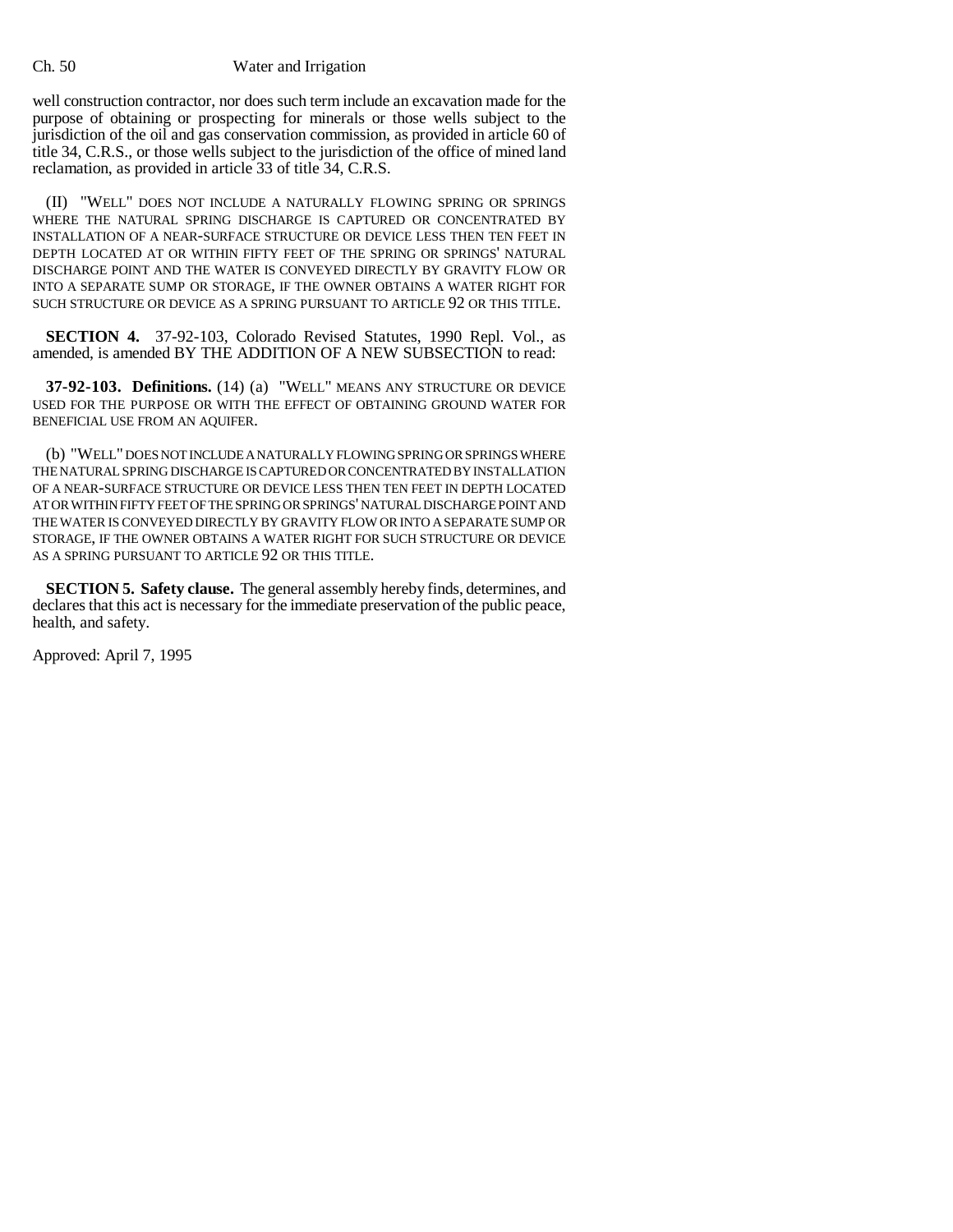well construction contractor, nor does such term include an excavation made for the purpose of obtaining or prospecting for minerals or those wells subject to the jurisdiction of the oil and gas conservation commission, as provided in article 60 of title 34, C.R.S., or those wells subject to the jurisdiction of the office of mined land reclamation, as provided in article 33 of title 34, C.R.S.

(II) "WELL" DOES NOT INCLUDE A NATURALLY FLOWING SPRING OR SPRINGS WHERE THE NATURAL SPRING DISCHARGE IS CAPTURED OR CONCENTRATED BY INSTALLATION OF A NEAR-SURFACE STRUCTURE OR DEVICE LESS THEN TEN FEET IN DEPTH LOCATED AT OR WITHIN FIFTY FEET OF THE SPRING OR SPRINGS' NATURAL DISCHARGE POINT AND THE WATER IS CONVEYED DIRECTLY BY GRAVITY FLOW OR INTO A SEPARATE SUMP OR STORAGE, IF THE OWNER OBTAINS A WATER RIGHT FOR SUCH STRUCTURE OR DEVICE AS A SPRING PURSUANT TO ARTICLE 92 OR THIS TITLE.

**SECTION 4.** 37-92-103, Colorado Revised Statutes, 1990 Repl. Vol., as amended, is amended BY THE ADDITION OF A NEW SUBSECTION to read:

**37-92-103. Definitions.** (14) (a) "WELL" MEANS ANY STRUCTURE OR DEVICE USED FOR THE PURPOSE OR WITH THE EFFECT OF OBTAINING GROUND WATER FOR BENEFICIAL USE FROM AN AQUIFER.

(b) "WELL" DOES NOT INCLUDE A NATURALLY FLOWING SPRING OR SPRINGS WHERE THE NATURAL SPRING DISCHARGE IS CAPTURED OR CONCENTRATED BY INSTALLATION OF A NEAR-SURFACE STRUCTURE OR DEVICE LESS THEN TEN FEET IN DEPTH LOCATED AT OR WITHIN FIFTY FEET OF THE SPRING OR SPRINGS' NATURAL DISCHARGE POINT AND THE WATER IS CONVEYED DIRECTLY BY GRAVITY FLOW OR INTO A SEPARATE SUMP OR STORAGE, IF THE OWNER OBTAINS A WATER RIGHT FOR SUCH STRUCTURE OR DEVICE AS A SPRING PURSUANT TO ARTICLE 92 OR THIS TITLE.

**SECTION 5. Safety clause.** The general assembly hereby finds, determines, and declares that this act is necessary for the immediate preservation of the public peace, health, and safety.

Approved: April 7, 1995